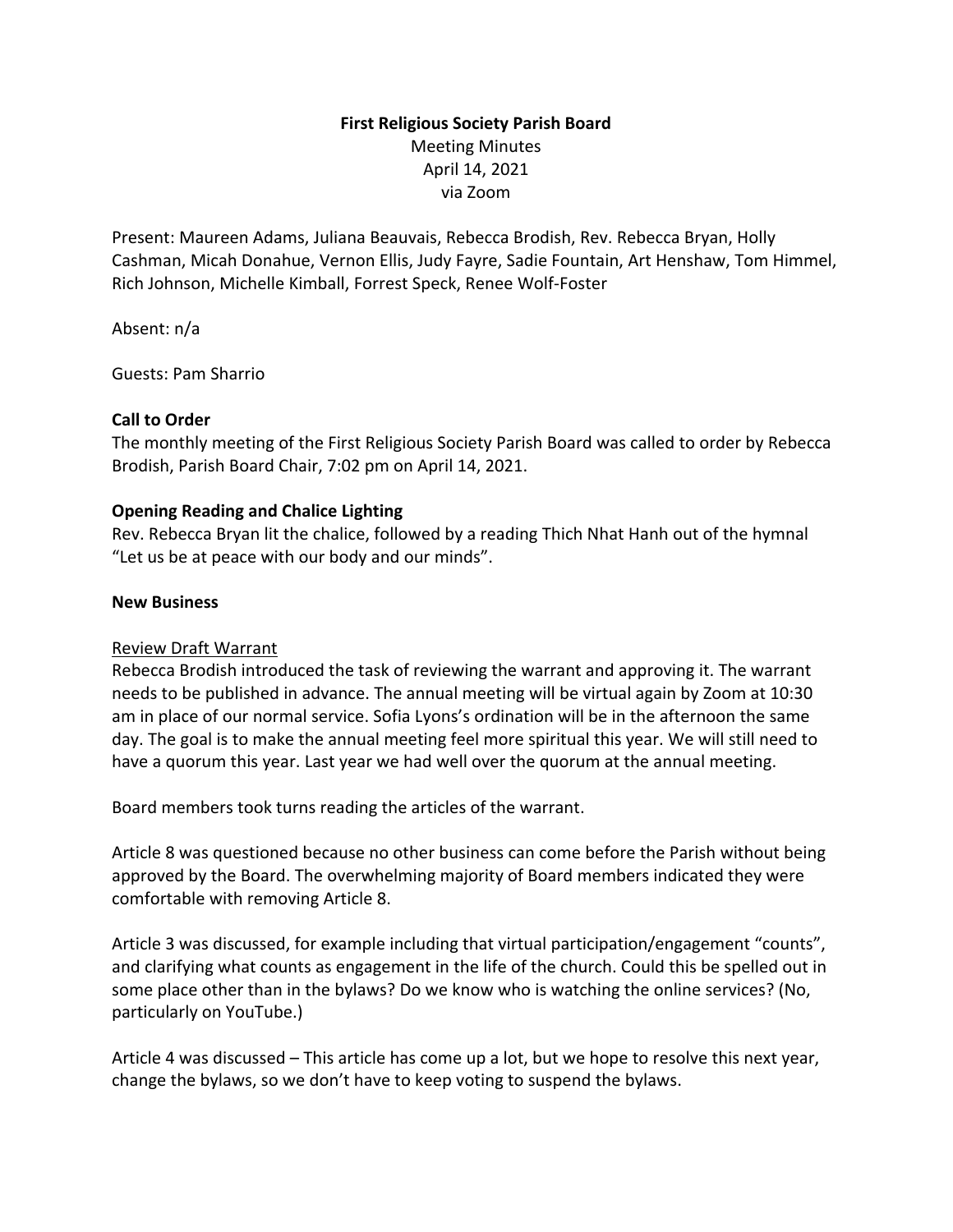# First Religious Society Parish Board

Meeting Minutes
April 14, 2021
via Zoom

Present: Maureen Adams, Juliana Beauvais, Rebecca Brodish, Rev. Rebecca Bryan, Holly Cashman, Micah Donahue, Vernon Ellis, Judy Fayre, Sadie Fountain, Art Henshaw, Tom Himmel, Rich Johnson, Michelle Kimball, Forrest Speck, Renee Wolf-Foster

Absent: n/a

Guests: Pam Sharrio

## Call to Order

The monthly meeting of the First Religious Society Parish Board was called to order by Rebecca Brodish, Parish Board Chair, 7:02 pm on April 14, 2021.

## Opening Reading and Chalice Lighting

Rev. Rebecca Bryan lit the chalice, followed by a reading Thich Nhat Hanh out of the hymnal "Let us be at peace with our body and our minds".

## New Business

### Review Draft Warrant

Rebecca Brodish introduced the task of reviewing the warrant and approving it. The warrant needs to be published in advance. The annual meeting will be virtual again by Zoom at 10:30 am in place of our normal service. Sofia Lyons's ordination will be in the afternoon the same day. The goal is to make the annual meeting feel more spiritual this year. We will still need to have a quorum this year. Last year we had well over the quorum at the annual meeting.

Board members took turns reading the articles of the warrant.

Article 8 was questioned because no other business can come before the Parish without being approved by the Board. The overwhelming majority of Board members indicated they were comfortable with removing Article 8.

Article 3 was discussed, for example including that virtual participation/engagement "counts", and clarifying what counts as engagement in the life of the church. Could this be spelled out in some place other than in the bylaws? Do we know who is watching the online services? (No, particularly on YouTube.)

Article 4 was discussed – This article has come up a lot, but we hope to resolve this next year, change the bylaws, so we don't have to keep voting to suspend the bylaws.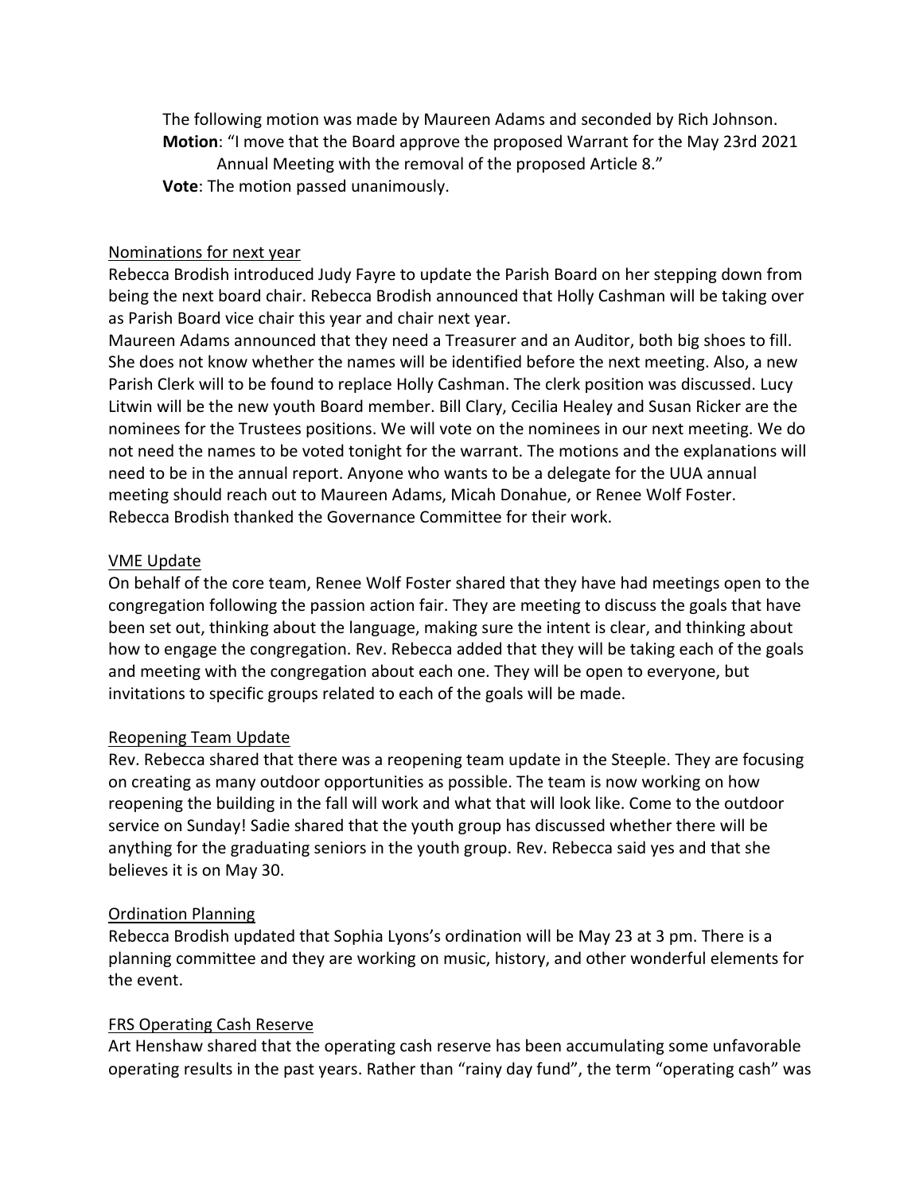The following motion was made by Maureen Adams and seconded by Rich Johnson.

**Motion**: "I move that the Board approve the proposed Warrant for the May 23rd 2021 Annual Meeting with the removal of the proposed Article 8."

**Vote**: The motion passed unanimously.

Nominations for next year

Rebecca Brodish introduced Judy Fayre to update the Parish Board on her stepping down from being the next board chair. Rebecca Brodish announced that Holly Cashman will be taking over as Parish Board vice chair this year and chair next year.

Maureen Adams announced that they need a Treasurer and an Auditor, both big shoes to fill. She does not know whether the names will be identified before the next meeting. Also, a new Parish Clerk will to be found to replace Holly Cashman. The clerk position was discussed. Lucy Litwin will be the new youth Board member. Bill Clary, Cecilia Healey and Susan Ricker are the nominees for the Trustees positions. We will vote on the nominees in our next meeting. We do not need the names to be voted tonight for the warrant. The motions and the explanations will need to be in the annual report. Anyone who wants to be a delegate for the UUA annual meeting should reach out to Maureen Adams, Micah Donahue, or Renee Wolf Foster. Rebecca Brodish thanked the Governance Committee for their work.

VME Update

On behalf of the core team, Renee Wolf Foster shared that they have had meetings open to the congregation following the passion action fair. They are meeting to discuss the goals that have been set out, thinking about the language, making sure the intent is clear, and thinking about how to engage the congregation. Rev. Rebecca added that they will be taking each of the goals and meeting with the congregation about each one. They will be open to everyone, but invitations to specific groups related to each of the goals will be made.

Reopening Team Update

Rev. Rebecca shared that there was a reopening team update in the Steeple. They are focusing on creating as many outdoor opportunities as possible. The team is now working on how reopening the building in the fall will work and what that will look like. Come to the outdoor service on Sunday! Sadie shared that the youth group has discussed whether there will be anything for the graduating seniors in the youth group. Rev. Rebecca said yes and that she believes it is on May 30.

Ordination Planning

Rebecca Brodish updated that Sophia Lyons's ordination will be May 23 at 3 pm. There is a planning committee and they are working on music, history, and other wonderful elements for the event.

FRS Operating Cash Reserve

Art Henshaw shared that the operating cash reserve has been accumulating some unfavorable operating results in the past years. Rather than "rainy day fund", the term "operating cash" was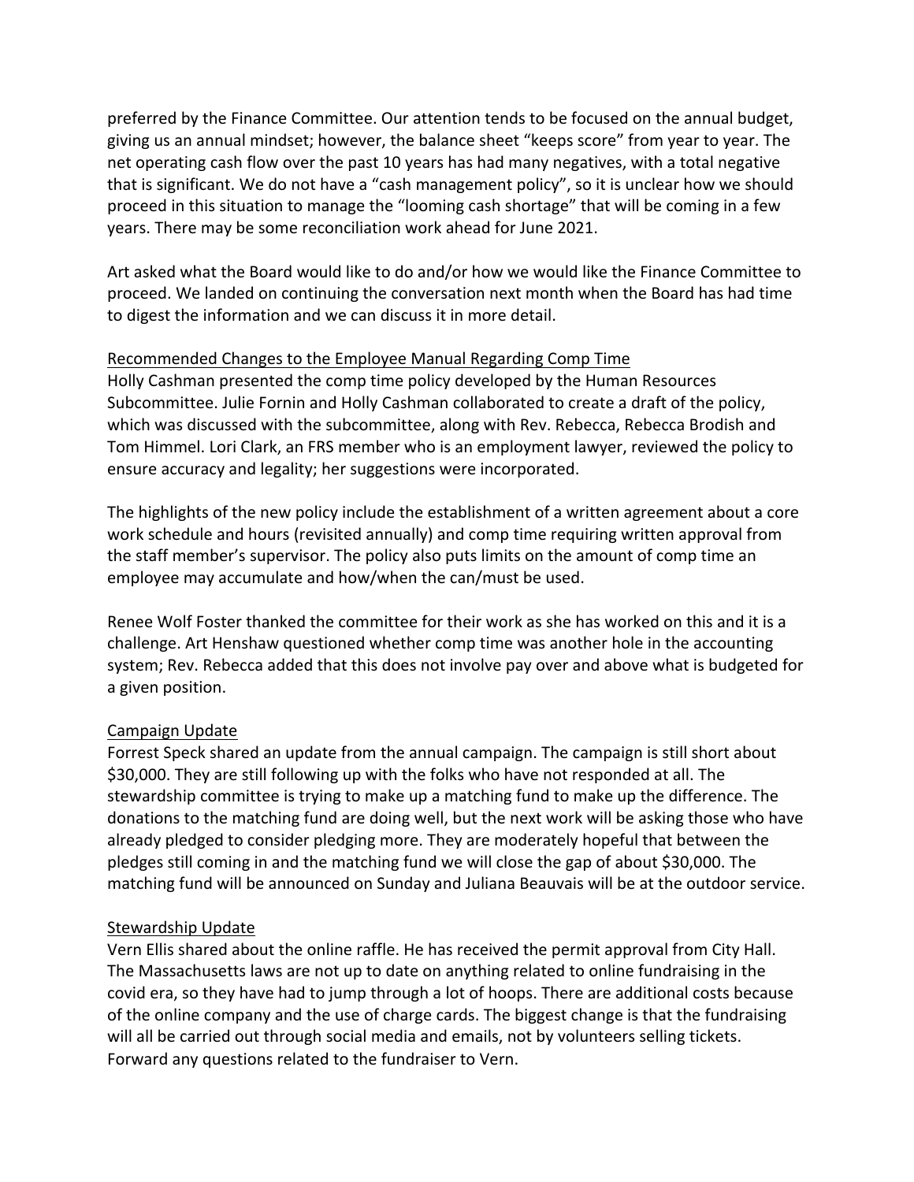preferred by the Finance Committee. Our attention tends to be focused on the annual budget, giving us an annual mindset; however, the balance sheet "keeps score" from year to year. The net operating cash flow over the past 10 years has had many negatives, with a total negative that is significant. We do not have a "cash management policy", so it is unclear how we should proceed in this situation to manage the "looming cash shortage" that will be coming in a few years. There may be some reconciliation work ahead for June 2021.

Art asked what the Board would like to do and/or how we would like the Finance Committee to proceed. We landed on continuing the conversation next month when the Board has had time to digest the information and we can discuss it in more detail.

<u>Recommended Changes to the Employee Manual Regarding Comp Time</u>

Holly Cashman presented the comp time policy developed by the Human Resources Subcommittee. Julie Fornin and Holly Cashman collaborated to create a draft of the policy, which was discussed with the subcommittee, along with Rev. Rebecca, Rebecca Brodish and Tom Himmel. Lori Clark, an FRS member who is an employment lawyer, reviewed the policy to ensure accuracy and legality; her suggestions were incorporated.

The highlights of the new policy include the establishment of a written agreement about a core work schedule and hours (revisited annually) and comp time requiring written approval from the staff member's supervisor. The policy also puts limits on the amount of comp time an employee may accumulate and how/when the can/must be used.

Renee Wolf Foster thanked the committee for their work as she has worked on this and it is a challenge. Art Henshaw questioned whether comp time was another hole in the accounting system; Rev. Rebecca added that this does not involve pay over and above what is budgeted for a given position.

<u>Campaign Update</u>

Forrest Speck shared an update from the annual campaign. The campaign is still short about $30,000. They are still following up with the folks who have not responded at all. The stewardship committee is trying to make up a matching fund to make up the difference. The donations to the matching fund are doing well, but the next work will be asking those who have already pledged to consider pledging more. They are moderately hopeful that between the pledges still coming in and the matching fund we will close the gap of about $30,000. The matching fund will be announced on Sunday and Juliana Beauvais will be at the outdoor service.

<u>Stewardship Update</u>

Vern Ellis shared about the online raffle. He has received the permit approval from City Hall. The Massachusetts laws are not up to date on anything related to online fundraising in the covid era, so they have had to jump through a lot of hoops. There are additional costs because of the online company and the use of charge cards. The biggest change is that the fundraising will all be carried out through social media and emails, not by volunteers selling tickets. Forward any questions related to the fundraiser to Vern.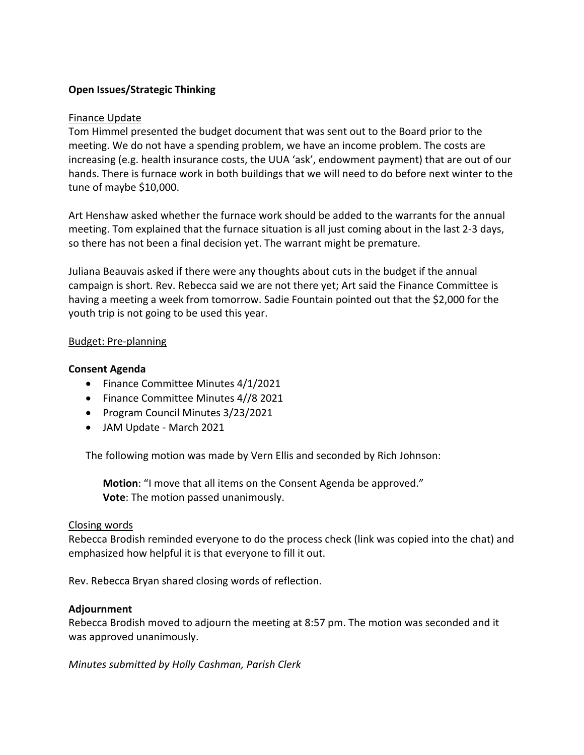**Open Issues/Strategic Thinking**

Finance Update

Tom Himmel presented the budget document that was sent out to the Board prior to the meeting. We do not have a spending problem, we have an income problem. The costs are increasing (e.g. health insurance costs, the UUA 'ask', endowment payment) that are out of our hands. There is furnace work in both buildings that we will need to do before next winter to the tune of maybe $10,000.

Art Henshaw asked whether the furnace work should be added to the warrants for the annual meeting. Tom explained that the furnace situation is all just coming about in the last 2-3 days, so there has not been a final decision yet. The warrant might be premature.

Juliana Beauvais asked if there were any thoughts about cuts in the budget if the annual campaign is short. Rev. Rebecca said we are not there yet; Art said the Finance Committee is having a meeting a week from tomorrow. Sadie Fountain pointed out that the $2,000 for the youth trip is not going to be used this year.

Budget: Pre-planning

**Consent Agenda**

- Finance Committee Minutes 4/1/2021
- Finance Committee Minutes 4//8 2021
- Program Council Minutes 3/23/2021
- JAM Update - March 2021

The following motion was made by Vern Ellis and seconded by Rich Johnson:

> **Motion**: "I move that all items on the Consent Agenda be approved."
> **Vote**: The motion passed unanimously.

Closing words

Rebecca Brodish reminded everyone to do the process check (link was copied into the chat) and emphasized how helpful it is that everyone to fill it out.

Rev. Rebecca Bryan shared closing words of reflection.

**Adjournment**

Rebecca Brodish moved to adjourn the meeting at 8:57 pm. The motion was seconded and it was approved unanimously.

*Minutes submitted by Holly Cashman, Parish Clerk*